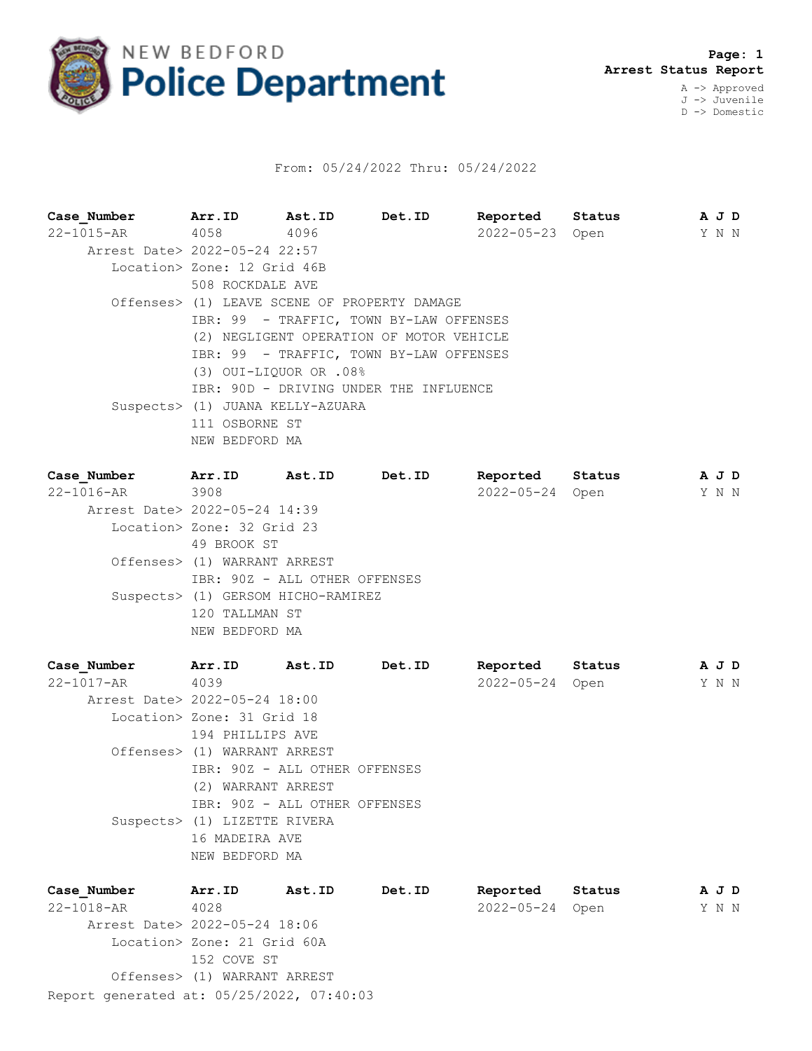# NEW BEDFORD Police Department

**Page: 1**
**Arrest Status Report**

A -> Approved
J -> Juvenile
D -> Domestic

From: 05/24/2022 Thru: 05/24/2022

| Case_Number | Arr.ID | Ast.ID | Det.ID | Reported | Status | A J D |
|---|---|---|---|---|---|---|
| 22-1015-AR | 4058 | 4096 | | 2022-05-23 | Open | Y N N |

Arrest Date> 2022-05-24 22:57
Location> Zone: 12 Grid 46B
508 ROCKDALE AVE
Offenses> (1) LEAVE SCENE OF PROPERTY DAMAGE
IBR: 99 - TRAFFIC, TOWN BY-LAW OFFENSES
(2) NEGLIGENT OPERATION OF MOTOR VEHICLE
IBR: 99 - TRAFFIC, TOWN BY-LAW OFFENSES
(3) OUI-LIQUOR OR .08%
IBR: 90D - DRIVING UNDER THE INFLUENCE
Suspects> (1) JUANA KELLY-AZUARA
111 OSBORNE ST
NEW BEDFORD MA

| Case_Number | Arr.ID | Ast.ID | Det.ID | Reported | Status | A J D |
|---|---|---|---|---|---|---|
| 22-1016-AR | 3908 | | | 2022-05-24 | Open | Y N N |

Arrest Date> 2022-05-24 14:39
Location> Zone: 32 Grid 23
49 BROOK ST
Offenses> (1) WARRANT ARREST
IBR: 90Z - ALL OTHER OFFENSES
Suspects> (1) GERSOM HICHO-RAMIREZ
120 TALLMAN ST
NEW BEDFORD MA

| Case_Number | Arr.ID | Ast.ID | Det.ID | Reported | Status | A J D |
|---|---|---|---|---|---|---|
| 22-1017-AR | 4039 | | | 2022-05-24 | Open | Y N N |

Arrest Date> 2022-05-24 18:00
Location> Zone: 31 Grid 18
194 PHILLIPS AVE
Offenses> (1) WARRANT ARREST
IBR: 90Z - ALL OTHER OFFENSES
(2) WARRANT ARREST
IBR: 90Z - ALL OTHER OFFENSES
Suspects> (1) LIZETTE RIVERA
16 MADEIRA AVE
NEW BEDFORD MA

| Case_Number | Arr.ID | Ast.ID | Det.ID | Reported | Status | A J D |
|---|---|---|---|---|---|---|
| 22-1018-AR | 4028 | | | 2022-05-24 | Open | Y N N |

Arrest Date> 2022-05-24 18:06
Location> Zone: 21 Grid 60A
152 COVE ST
Offenses> (1) WARRANT ARREST

Report generated at: 05/25/2022, 07:40:03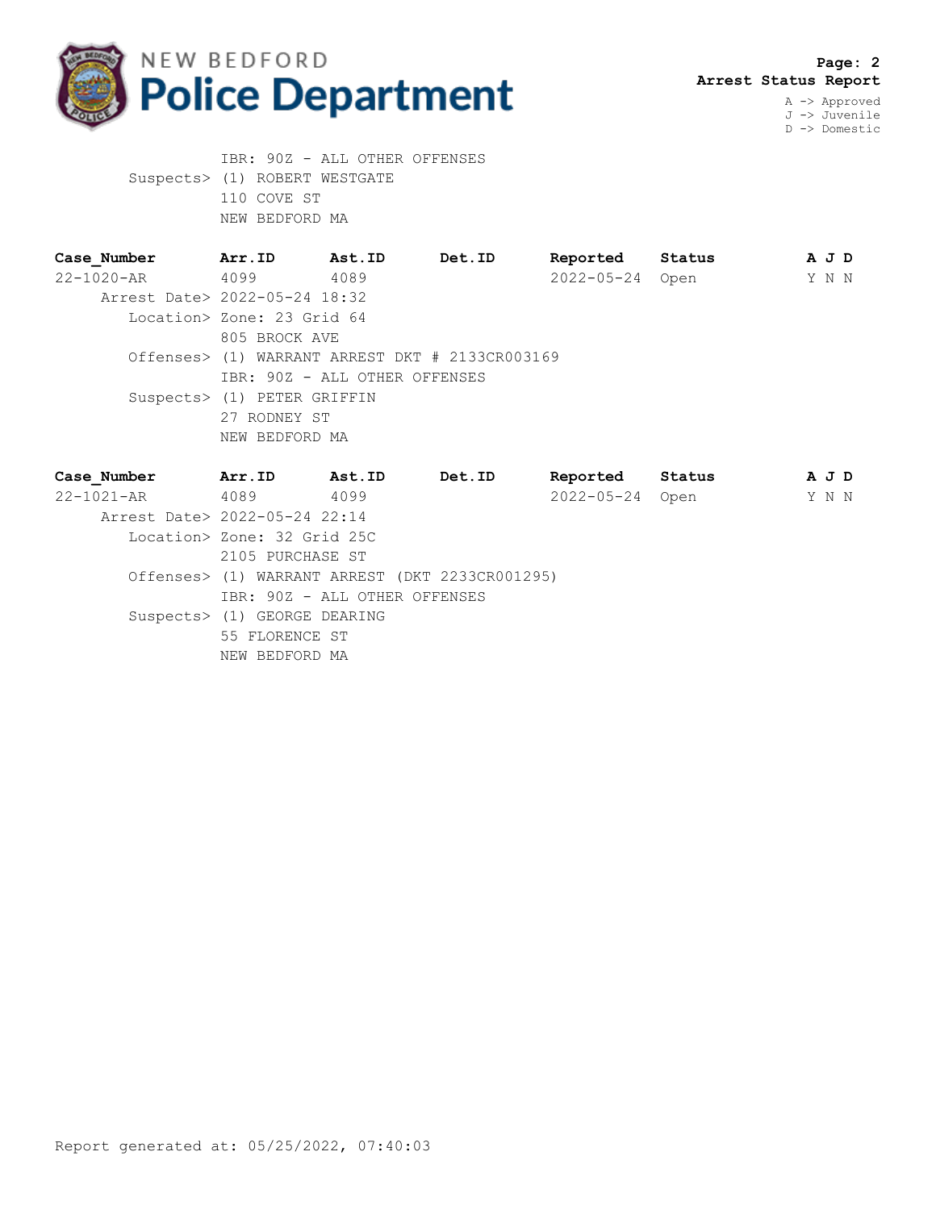# NEW BEDFORD Police Department

**Arrest Status Report**

A -> Approved
J -> Juvenile
D -> Domestic

IBR: 90Z - ALL OTHER OFFENSES
Suspects> (1) ROBERT WESTGATE
110 COVE ST
NEW BEDFORD MA

| Case_Number | Arr.ID | Ast.ID | Det.ID | Reported | Status | A | J | D |
|---|---|---|---|---|---|---|---|---|
| 22-1020-AR | 4099 | 4089 | | 2022-05-24 | Open | Y | N | N |

Arrest Date> 2022-05-24 18:32
Location> Zone: 23 Grid 64
805 BROCK AVE
Offenses> (1) WARRANT ARREST DKT # 2133CR003169
IBR: 90Z - ALL OTHER OFFENSES
Suspects> (1) PETER GRIFFIN
27 RODNEY ST
NEW BEDFORD MA

| Case_Number | Arr.ID | Ast.ID | Det.ID | Reported | Status | A | J | D |
|---|---|---|---|---|---|---|---|---|
| 22-1021-AR | 4089 | 4099 | | 2022-05-24 | Open | Y | N | N |

Arrest Date> 2022-05-24 22:14
Location> Zone: 32 Grid 25C
2105 PURCHASE ST
Offenses> (1) WARRANT ARREST (DKT 2233CR001295)
IBR: 90Z - ALL OTHER OFFENSES
Suspects> (1) GEORGE DEARING
55 FLORENCE ST
NEW BEDFORD MA

Report generated at: 05/25/2022, 07:40:03